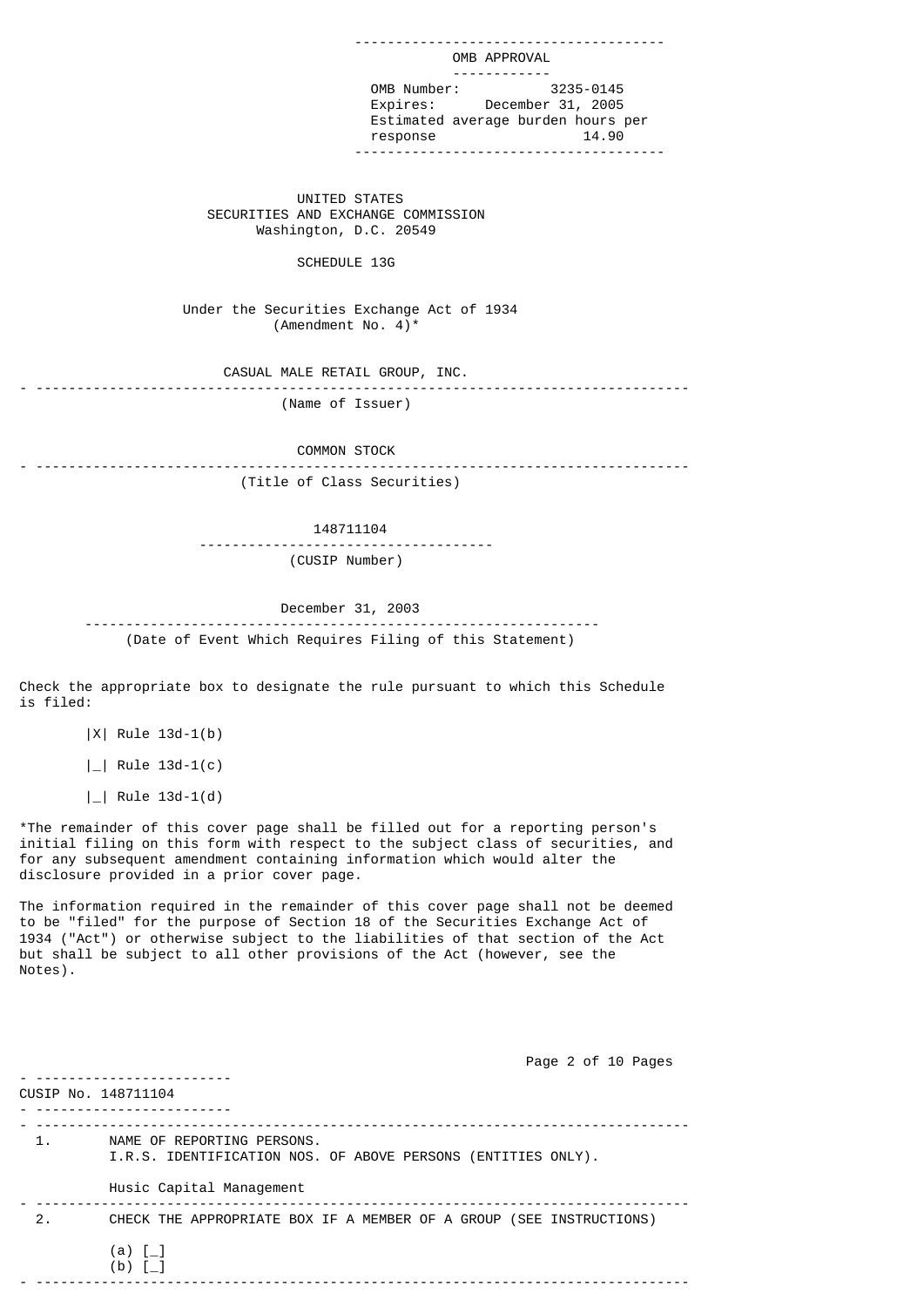OMB APPROVAL

OMB Number: 3235-0145
Expires: December 31, 2005
Estimated average burden hours per response 14.90

UNITED STATES
SECURITIES AND EXCHANGE COMMISSION
Washington, D.C. 20549

# SCHEDULE 13G

Under the Securities Exchange Act of 1934
(Amendment No. 4)*

CASUAL MALE RETAIL GROUP, INC.

(Name of Issuer)

COMMON STOCK

(Title of Class Securities)

148711104

(CUSIP Number)

December 31, 2003

(Date of Event Which Requires Filing of this Statement)

Check the appropriate box to designate the rule pursuant to which this Schedule is filed:

|X| Rule 13d-1(b)

|_| Rule 13d-1(c)

|_| Rule 13d-1(d)

*The remainder of this cover page shall be filled out for a reporting person's initial filing on this form with respect to the subject class of securities, and for any subsequent amendment containing information which would alter the disclosure provided in a prior cover page.

The information required in the remainder of this cover page shall not be deemed to be "filed" for the purpose of Section 18 of the Securities Exchange Act of 1934 ("Act") or otherwise subject to the liabilities of that section of the Act but shall be subject to all other provisions of the Act (however, see the Notes).

CUSIP No. 148711104

1. NAME OF REPORTING PERSONS.
   I.R.S. IDENTIFICATION NOS. OF ABOVE PERSONS (ENTITIES ONLY).

   Husic Capital Management

2. CHECK THE APPROPRIATE BOX IF A MEMBER OF A GROUP (SEE INSTRUCTIONS)

   (a) [_]
   (b) [_]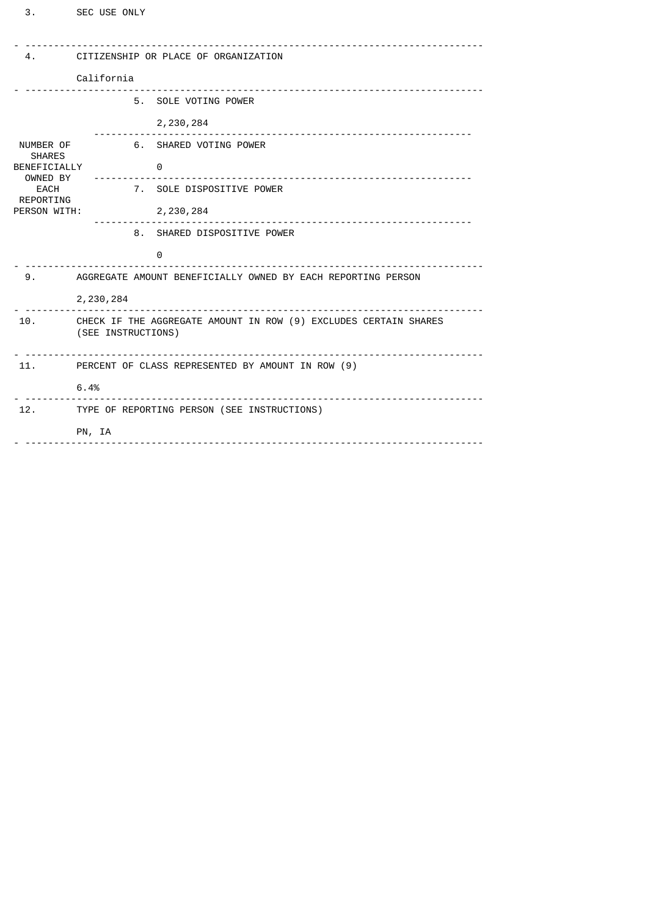| | | |
|---|---|---|
| 3. | SEC USE ONLY | |
| 4. | CITIZENSHIP OR PLACE OF ORGANIZATION<br><br>California | |
| NUMBER OF SHARES BENEFICIALLY OWNED BY EACH REPORTING PERSON WITH: | 5. SOLE VOTING POWER | 2,230,284 |
| | 6. SHARED VOTING POWER | 0 |
| | 7. SOLE DISPOSITIVE POWER | 2,230,284 |
| | 8. SHARED DISPOSITIVE POWER | 0 |
| 9. | AGGREGATE AMOUNT BENEFICIALLY OWNED BY EACH REPORTING PERSON<br><br>2,230,284 | |
| 10. | CHECK IF THE AGGREGATE AMOUNT IN ROW (9) EXCLUDES CERTAIN SHARES (SEE INSTRUCTIONS) | |
| 11. | PERCENT OF CLASS REPRESENTED BY AMOUNT IN ROW (9)<br><br>6.4% | |
| 12. | TYPE OF REPORTING PERSON (SEE INSTRUCTIONS)<br><br>PN, IA | |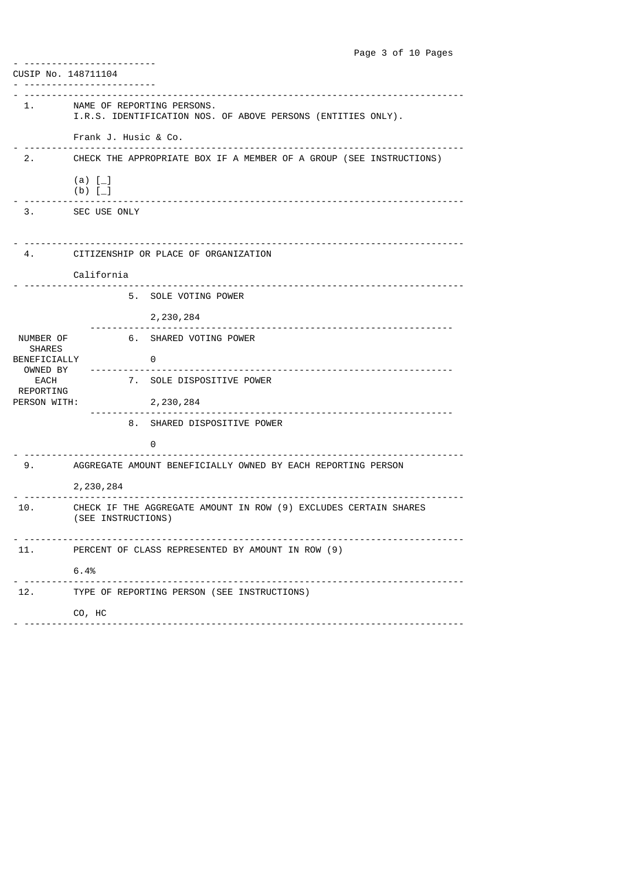CUSIP No. 148711104

| | |
|---|---|
| 1. | NAME OF REPORTING PERSONS.<br>I.R.S. IDENTIFICATION NOS. OF ABOVE PERSONS (ENTITIES ONLY).<br><br>Frank J. Husic & Co. |
| 2. | CHECK THE APPROPRIATE BOX IF A MEMBER OF A GROUP (SEE INSTRUCTIONS)<br><br>(a) [_]<br>(b) [_] |
| 3. | SEC USE ONLY |
| 4. | CITIZENSHIP OR PLACE OF ORGANIZATION<br><br>California |

| | | |
|---|---|---|
| NUMBER OF SHARES BENEFICIALLY OWNED BY EACH REPORTING PERSON WITH: | 5. | SOLE VOTING POWER<br><br>2,230,284 |
| | 6. | SHARED VOTING POWER<br><br>0 |
| | 7. | SOLE DISPOSITIVE POWER<br><br>2,230,284 |
| | 8. | SHARED DISPOSITIVE POWER<br><br>0 |

| | |
|---|---|
| 9. | AGGREGATE AMOUNT BENEFICIALLY OWNED BY EACH REPORTING PERSON<br><br>2,230,284 |
| 10. | CHECK IF THE AGGREGATE AMOUNT IN ROW (9) EXCLUDES CERTAIN SHARES (SEE INSTRUCTIONS) |
| 11. | PERCENT OF CLASS REPRESENTED BY AMOUNT IN ROW (9)<br><br>6.4% |
| 12. | TYPE OF REPORTING PERSON (SEE INSTRUCTIONS)<br><br>CO, HC |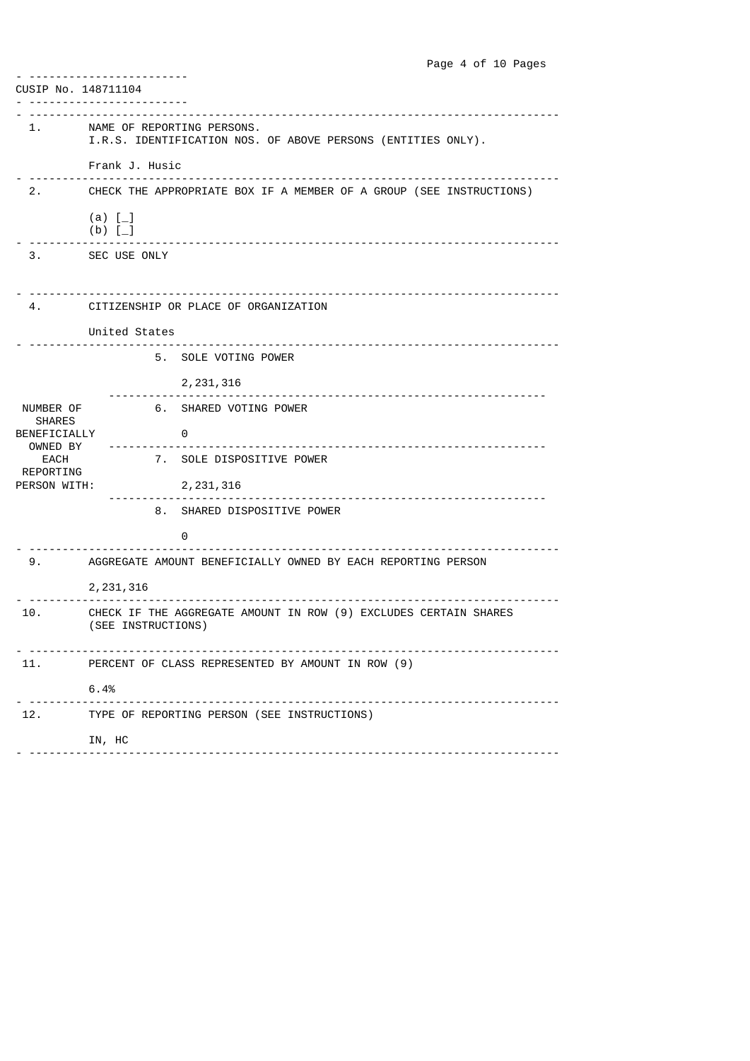CUSIP No. 148711104

| | |
|---|---|
| 1. | NAME OF REPORTING PERSONS.<br>I.R.S. IDENTIFICATION NOS. OF ABOVE PERSONS (ENTITIES ONLY).<br><br>Frank J. Husic |
| 2. | CHECK THE APPROPRIATE BOX IF A MEMBER OF A GROUP (SEE INSTRUCTIONS)<br><br>(a) [_]<br>(b) [_] |
| 3. | SEC USE ONLY |
| 4. | CITIZENSHIP OR PLACE OF ORGANIZATION<br><br>United States |

| | | |
|---|---|---|
| NUMBER OF SHARES BENEFICIALLY OWNED BY EACH REPORTING PERSON WITH: | 5. | SOLE VOTING POWER<br><br>2,231,316 |
| | 6. | SHARED VOTING POWER<br><br>0 |
| | 7. | SOLE DISPOSITIVE POWER<br><br>2,231,316 |
| | 8. | SHARED DISPOSITIVE POWER<br><br>0 |

| | |
|---|---|
| 9. | AGGREGATE AMOUNT BENEFICIALLY OWNED BY EACH REPORTING PERSON<br><br>2,231,316 |
| 10. | CHECK IF THE AGGREGATE AMOUNT IN ROW (9) EXCLUDES CERTAIN SHARES (SEE INSTRUCTIONS) |
| 11. | PERCENT OF CLASS REPRESENTED BY AMOUNT IN ROW (9)<br><br>6.4% |
| 12. | TYPE OF REPORTING PERSON (SEE INSTRUCTIONS)<br><br>IN, HC |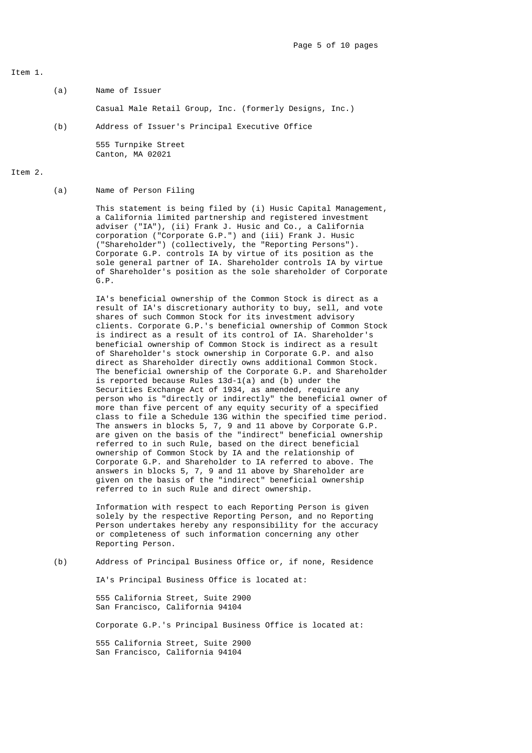Item 1.

(a) Name of Issuer

Casual Male Retail Group, Inc. (formerly Designs, Inc.)

(b) Address of Issuer's Principal Executive Office

555 Turnpike Street
Canton, MA 02021

Item 2.

(a) Name of Person Filing

This statement is being filed by (i) Husic Capital Management, a California limited partnership and registered investment adviser ("IA"), (ii) Frank J. Husic and Co., a California corporation ("Corporate G.P.") and (iii) Frank J. Husic ("Shareholder") (collectively, the "Reporting Persons"). Corporate G.P. controls IA by virtue of its position as the sole general partner of IA. Shareholder controls IA by virtue of Shareholder's position as the sole shareholder of Corporate G.P.

IA's beneficial ownership of the Common Stock is direct as a result of IA's discretionary authority to buy, sell, and vote shares of such Common Stock for its investment advisory clients. Corporate G.P.'s beneficial ownership of Common Stock is indirect as a result of its control of IA. Shareholder's beneficial ownership of Common Stock is indirect as a result of Shareholder's stock ownership in Corporate G.P. and also direct as Shareholder directly owns additional Common Stock. The beneficial ownership of the Corporate G.P. and Shareholder is reported because Rules 13d-1(a) and (b) under the Securities Exchange Act of 1934, as amended, require any person who is "directly or indirectly" the beneficial owner of more than five percent of any equity security of a specified class to file a Schedule 13G within the specified time period. The answers in blocks 5, 7, 9 and 11 above by Corporate G.P. are given on the basis of the "indirect" beneficial ownership referred to in such Rule, based on the direct beneficial ownership of Common Stock by IA and the relationship of Corporate G.P. and Shareholder to IA referred to above. The answers in blocks 5, 7, 9 and 11 above by Shareholder are given on the basis of the "indirect" beneficial ownership referred to in such Rule and direct ownership.

Information with respect to each Reporting Person is given solely by the respective Reporting Person, and no Reporting Person undertakes hereby any responsibility for the accuracy or completeness of such information concerning any other Reporting Person.

(b) Address of Principal Business Office or, if none, Residence

IA's Principal Business Office is located at:

555 California Street, Suite 2900
San Francisco, California 94104

Corporate G.P.'s Principal Business Office is located at:

555 California Street, Suite 2900
San Francisco, California 94104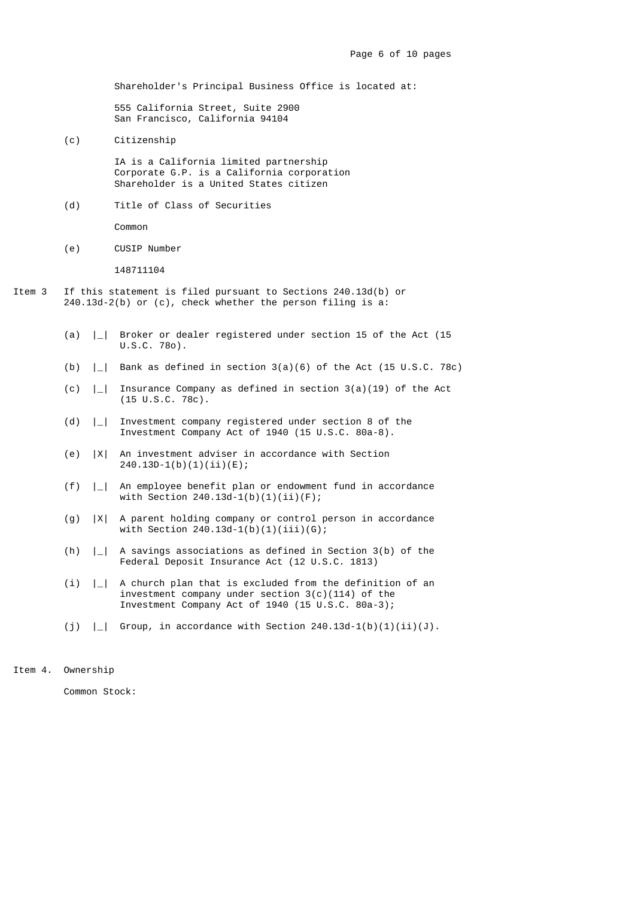Shareholder's Principal Business Office is located at:

555 California Street, Suite 2900
San Francisco, California 94104

(c) Citizenship

IA is a California limited partnership
Corporate G.P. is a California corporation
Shareholder is a United States citizen

(d) Title of Class of Securities

Common

(e) CUSIP Number

148711104

Item 3 If this statement is filed pursuant to Sections 240.13d(b) or 240.13d-2(b) or (c), check whether the person filing is a:

(a) |_| Broker or dealer registered under section 15 of the Act (15 U.S.C. 78o).

(b) |_| Bank as defined in section 3(a)(6) of the Act (15 U.S.C. 78c)

(c) |_| Insurance Company as defined in section 3(a)(19) of the Act (15 U.S.C. 78c).

(d) |_| Investment company registered under section 8 of the Investment Company Act of 1940 (15 U.S.C. 80a-8).

(e) |X| An investment adviser in accordance with Section 240.13D-1(b)(1)(ii)(E);

(f) |_| An employee benefit plan or endowment fund in accordance with Section 240.13d-1(b)(1)(ii)(F);

(g) |X| A parent holding company or control person in accordance with Section 240.13d-1(b)(1)(iii)(G);

(h) |_| A savings associations as defined in Section 3(b) of the Federal Deposit Insurance Act (12 U.S.C. 1813)

(i) |_| A church plan that is excluded from the definition of an investment company under section 3(c)(114) of the Investment Company Act of 1940 (15 U.S.C. 80a-3);

(j) |_| Group, in accordance with Section 240.13d-1(b)(1)(ii)(J).

Item 4. Ownership

Common Stock: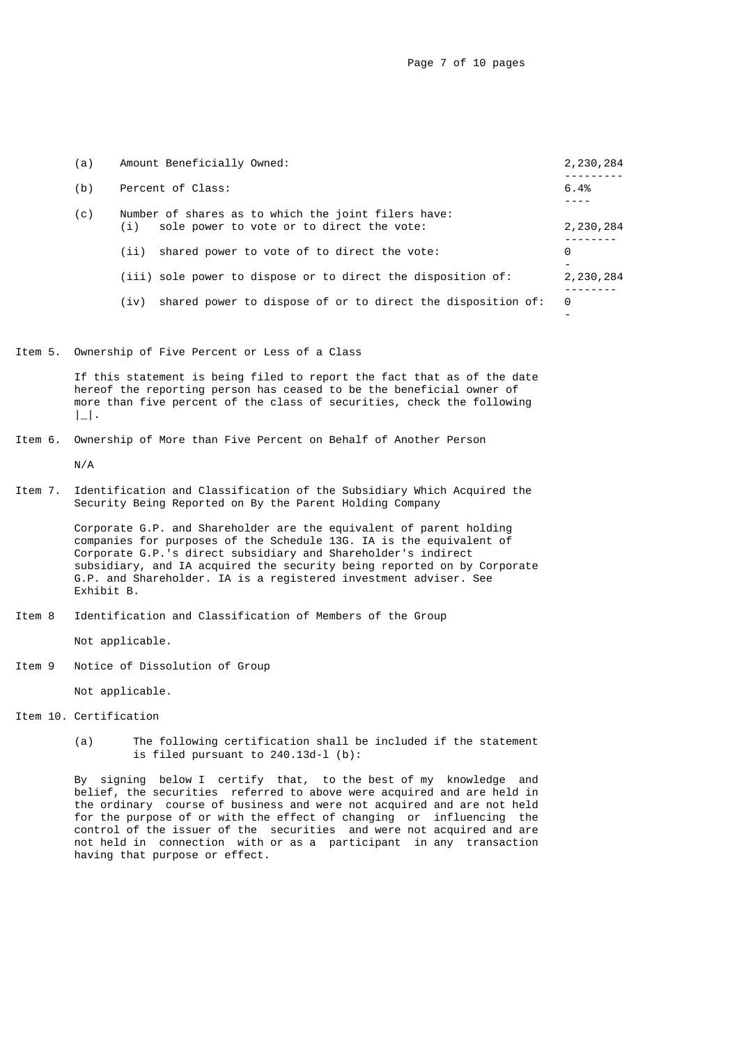| | | |
|---|---|---|
| (a) | Amount Beneficially Owned: | 2,230,284 |
| (b) | Percent of Class: | 6.4% |
| (c) | Number of shares as to which the joint filers have: | |
| | (i) sole power to vote or to direct the vote: | 2,230,284 |
| | (ii) shared power to vote of to direct the vote: | 0 |
| | (iii) sole power to dispose or to direct the disposition of: | 2,230,284 |
| | (iv) shared power to dispose of or to direct the disposition of: | 0 |

Item 5. Ownership of Five Percent or Less of a Class

If this statement is being filed to report the fact that as of the date hereof the reporting person has ceased to be the beneficial owner of more than five percent of the class of securities, check the following |_|.

Item 6. Ownership of More than Five Percent on Behalf of Another Person

N/A

Item 7. Identification and Classification of the Subsidiary Which Acquired the Security Being Reported on By the Parent Holding Company

Corporate G.P. and Shareholder are the equivalent of parent holding companies for purposes of the Schedule 13G. IA is the equivalent of Corporate G.P.'s direct subsidiary and Shareholder's indirect subsidiary, and IA acquired the security being reported on by Corporate G.P. and Shareholder. IA is a registered investment adviser. See Exhibit B.

Item 8 Identification and Classification of Members of the Group

Not applicable.

Item 9 Notice of Dissolution of Group

Not applicable.

Item 10. Certification

(a) The following certification shall be included if the statement is filed pursuant to 240.13d-l (b):

By signing below I certify that, to the best of my knowledge and belief, the securities referred to above were acquired and are held in the ordinary course of business and were not acquired and are not held for the purpose of or with the effect of changing or influencing the control of the issuer of the securities and were not acquired and are not held in connection with or as a participant in any transaction having that purpose or effect.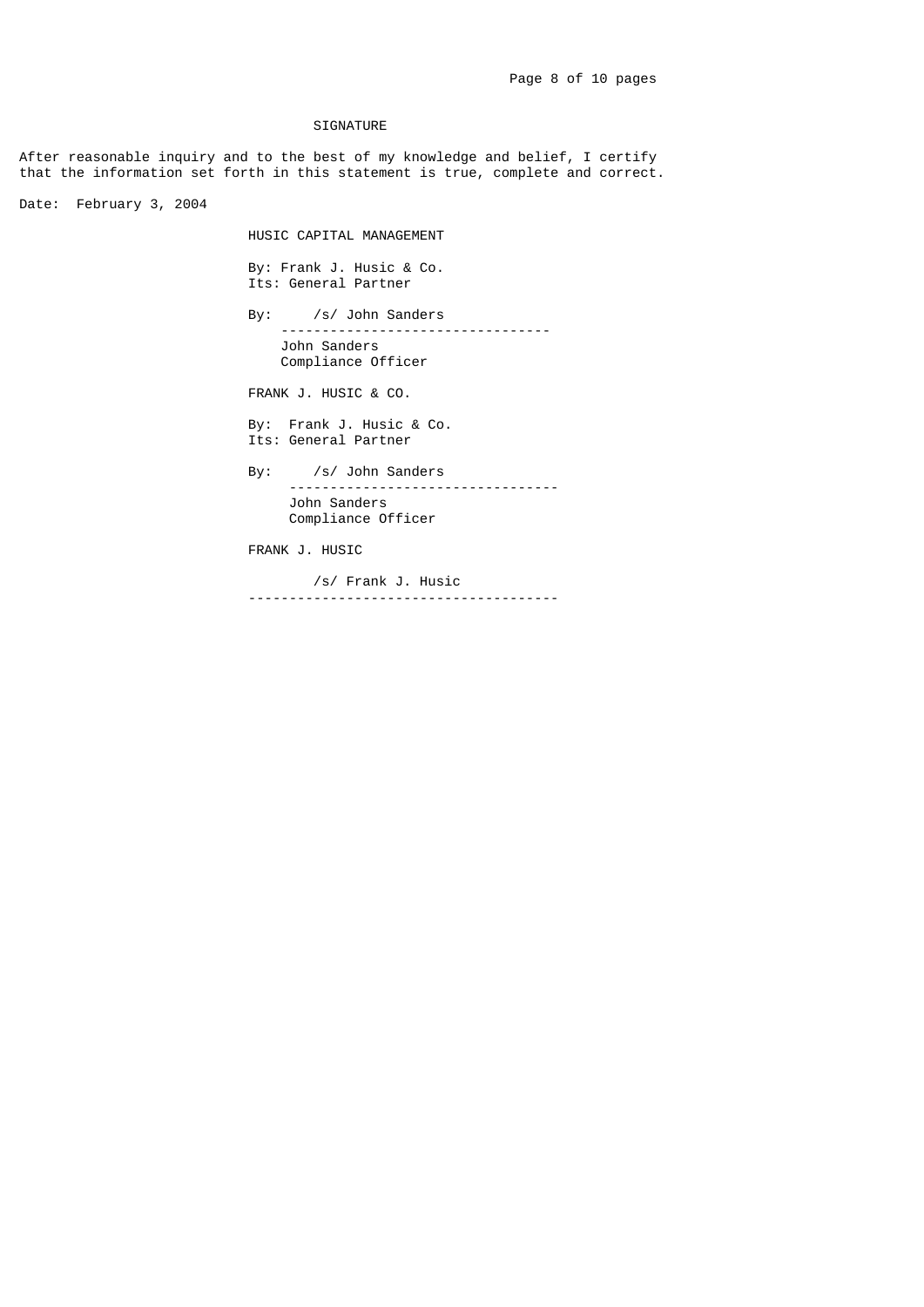## SIGNATURE

After reasonable inquiry and to the best of my knowledge and belief, I certify that the information set forth in this statement is true, complete and correct.

Date: February 3, 2004

HUSIC CAPITAL MANAGEMENT

By: Frank J. Husic & Co.
Its: General Partner

By: /s/ John Sanders
---------------------------------
John Sanders
Compliance Officer

FRANK J. HUSIC & CO.

By: Frank J. Husic & Co.
Its: General Partner

By: /s/ John Sanders
---------------------------------
John Sanders
Compliance Officer

FRANK J. HUSIC

/s/ Frank J. Husic
--------------------------------------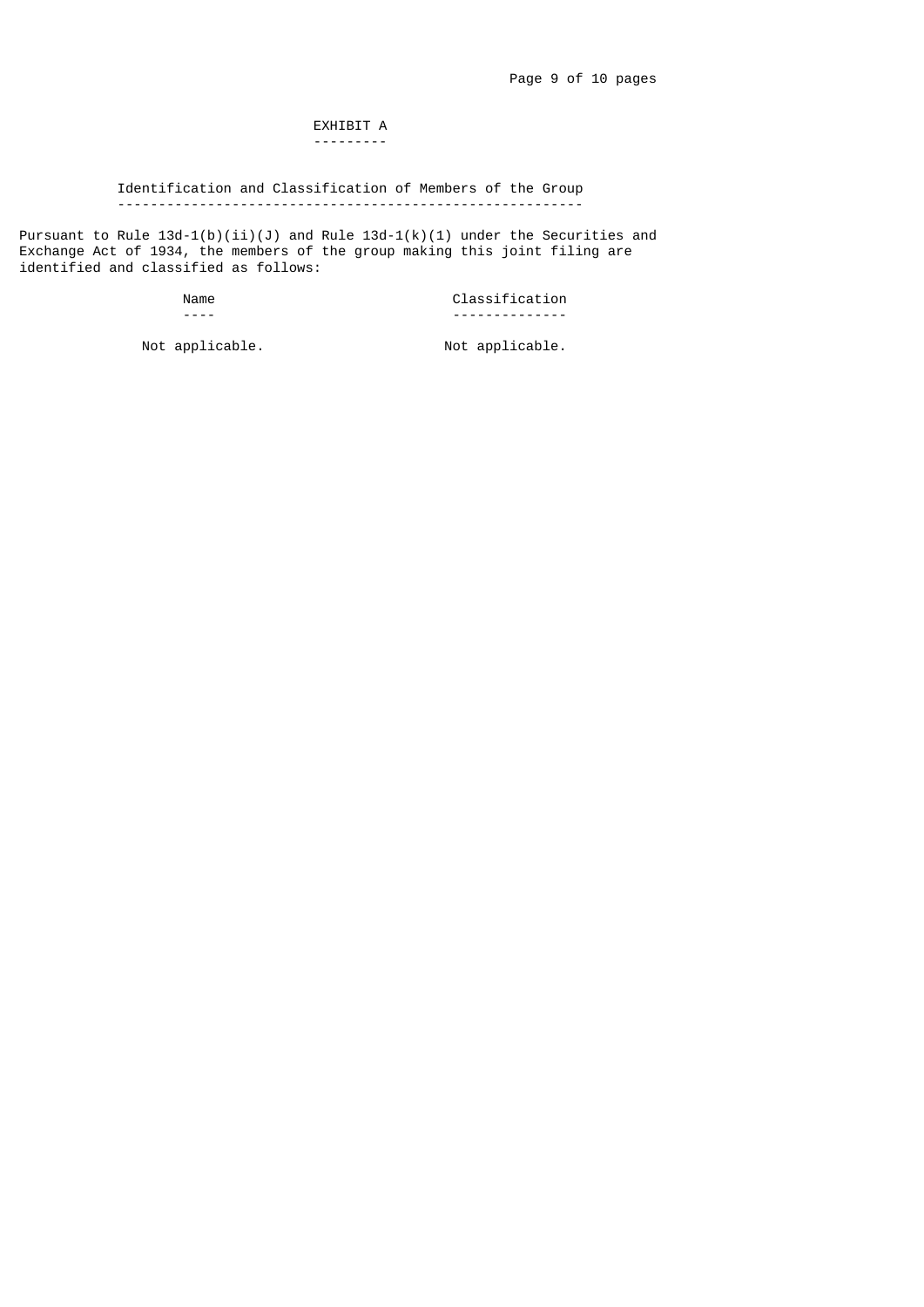# EXHIBIT A

## Identification and Classification of Members of the Group

Pursuant to Rule 13d-1(b)(ii)(J) and Rule 13d-1(k)(1) under the Securities and Exchange Act of 1934, the members of the group making this joint filing are identified and classified as follows:

| Name | Classification |
| --- | --- |
| Not applicable. | Not applicable. |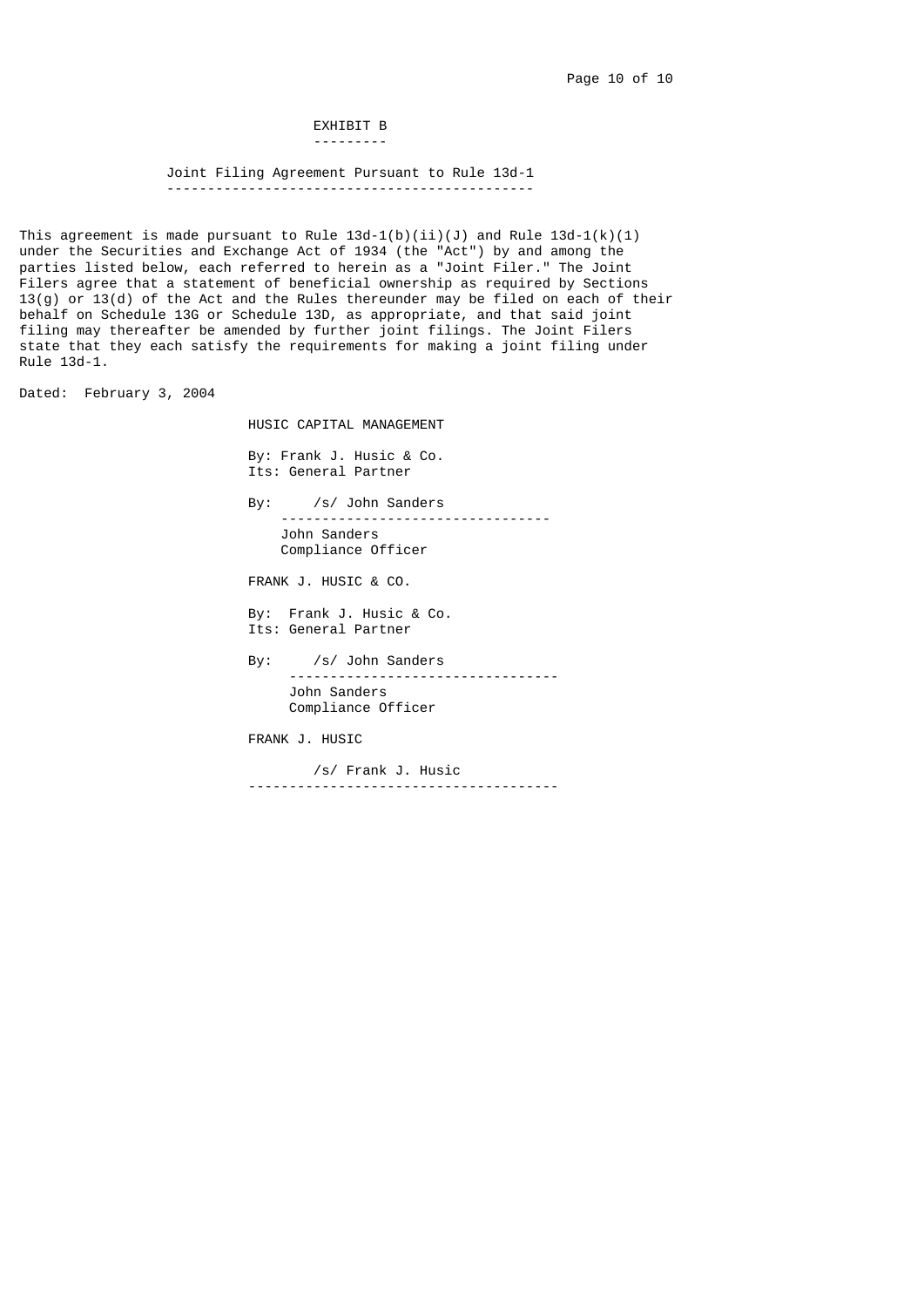# EXHIBIT B

## Joint Filing Agreement Pursuant to Rule 13d-1

This agreement is made pursuant to Rule 13d-1(b)(ii)(J) and Rule 13d-1(k)(1) under the Securities and Exchange Act of 1934 (the "Act") by and among the parties listed below, each referred to herein as a "Joint Filer." The Joint Filers agree that a statement of beneficial ownership as required by Sections 13(g) or 13(d) of the Act and the Rules thereunder may be filed on each of their behalf on Schedule 13G or Schedule 13D, as appropriate, and that said joint filing may thereafter be amended by further joint filings. The Joint Filers state that they each satisfy the requirements for making a joint filing under Rule 13d-1.

Dated: February 3, 2004

HUSIC CAPITAL MANAGEMENT

By: Frank J. Husic & Co.
Its: General Partner

By: /s/ John Sanders
John Sanders
Compliance Officer

FRANK J. HUSIC & CO.

By: Frank J. Husic & Co.
Its: General Partner

By: /s/ John Sanders
John Sanders
Compliance Officer

FRANK J. HUSIC

/s/ Frank J. Husic